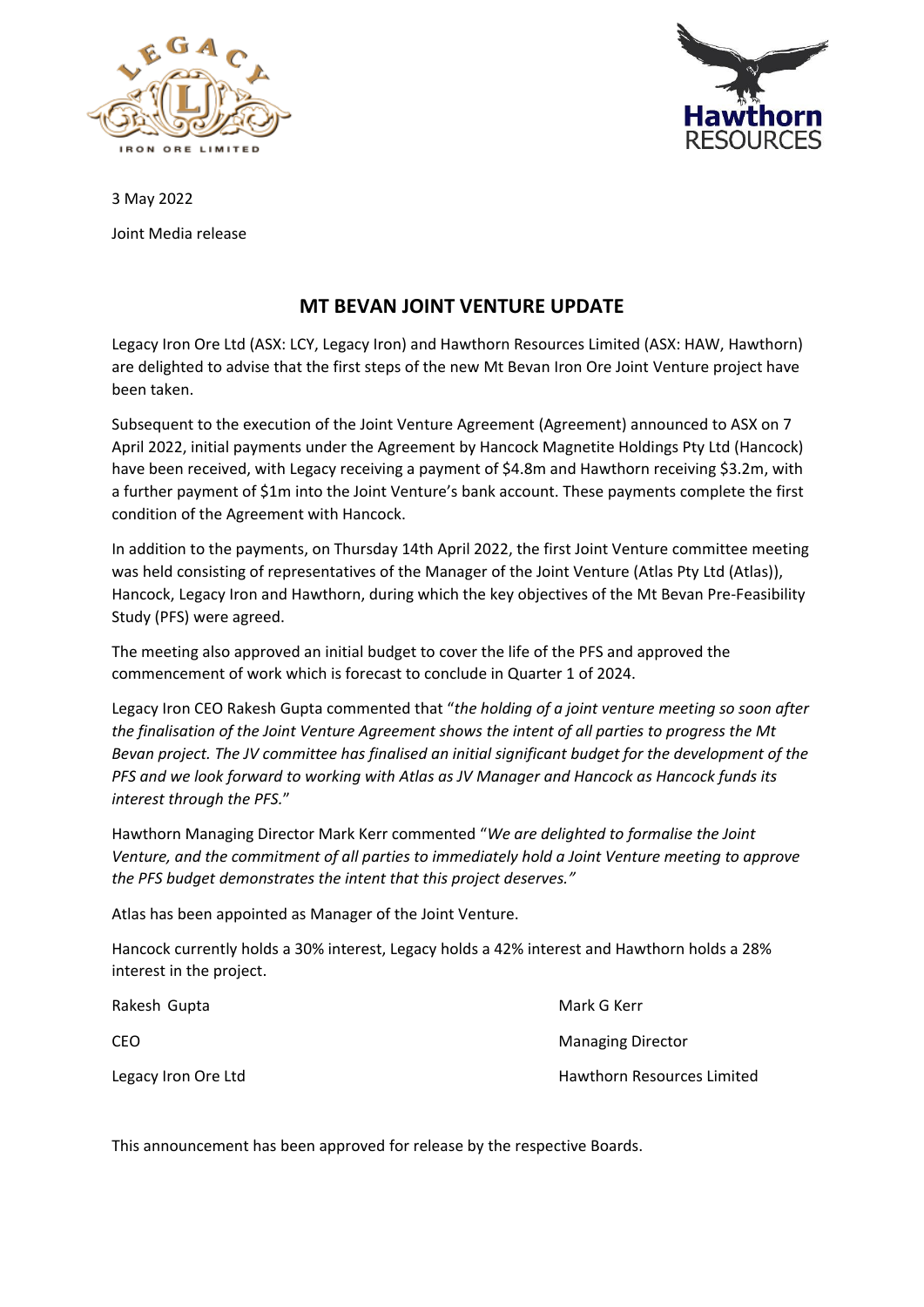3 May 2022

Joint Media release

# MT BEVAN JOINT VENTURE UPDATE

Legacy Iron Ore Ltd (ASX: LCY, Legacy Iron) and Hawthorn Resources Limited (ASX: HAW, Hawthorn) are delighted to advise that the first steps of the new Mt Bevan Iron Ore Joint Venture project have been taken.

Subsequent to the execution of the Joint Venture Agreement (Agreement) announced to ASX on 7 April 2022, initial payments under the Agreement by Hancock Magnetite Holdings Pty Ltd (Hancock) have been received, with Legacy receiving a payment of $4.8m and Hawthorn receiving $3.2m, with a further payment of $1m into the Joint Venture's bank account. These payments complete the first condition of the Agreement with Hancock.

In addition to the payments, on Thursday 14th April 2022, the first Joint Venture committee meeting was held consisting of representatives of the Manager of the Joint Venture (Atlas Pty Ltd (Atlas)), Hancock, Legacy Iron and Hawthorn, during which the key objectives of the Mt Bevan Pre-Feasibility Study (PFS) were agreed.

The meeting also approved an initial budget to cover the life of the PFS and approved the commencement of work which is forecast to conclude in Quarter 1 of 2024.

Legacy Iron CEO Rakesh Gupta commented that "*the holding of a joint venture meeting so soon after the finalisation of the Joint Venture Agreement shows the intent of all parties to progress the Mt Bevan project. The JV committee has finalised an initial significant budget for the development of the PFS and we look forward to working with Atlas as JV Manager and Hancock as Hancock funds its interest through the PFS.*"

Hawthorn Managing Director Mark Kerr commented "*We are delighted to formalise the Joint Venture, and the commitment of all parties to immediately hold a Joint Venture meeting to approve the PFS budget demonstrates the intent that this project deserves.*"

Atlas has been appointed as Manager of the Joint Venture.

Hancock currently holds a 30% interest, Legacy holds a 42% interest and Hawthorn holds a 28% interest in the project.

Rakesh Gupta
CEO
Legacy Iron Ore Ltd

Mark G Kerr
Managing Director
Hawthorn Resources Limited

This announcement has been approved for release by the respective Boards.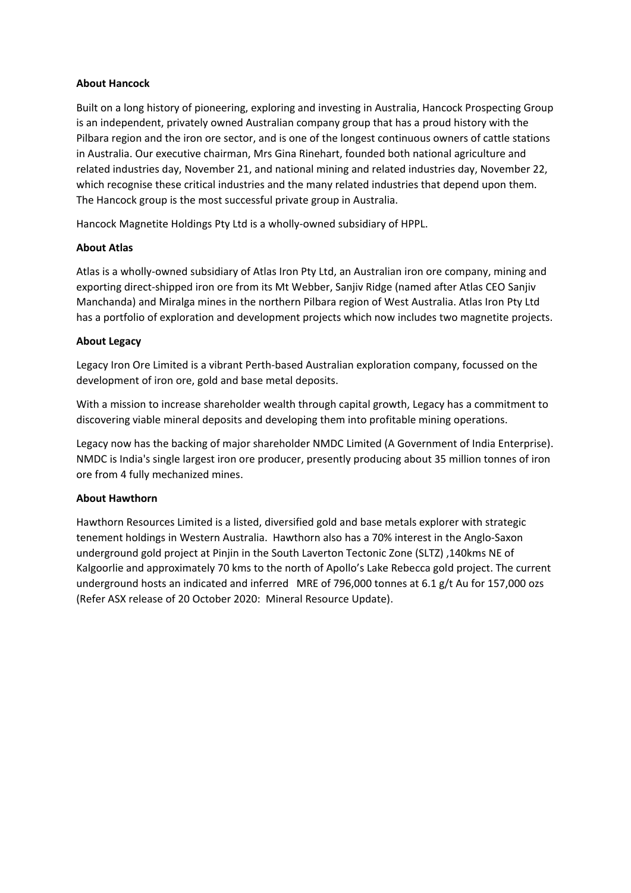**About Hancock**

Built on a long history of pioneering, exploring and investing in Australia, Hancock Prospecting Group is an independent, privately owned Australian company group that has a proud history with the Pilbara region and the iron ore sector, and is one of the longest continuous owners of cattle stations in Australia. Our executive chairman, Mrs Gina Rinehart, founded both national agriculture and related industries day, November 21, and national mining and related industries day, November 22, which recognise these critical industries and the many related industries that depend upon them. The Hancock group is the most successful private group in Australia.

Hancock Magnetite Holdings Pty Ltd is a wholly-owned subsidiary of HPPL.

**About Atlas**

Atlas is a wholly-owned subsidiary of Atlas Iron Pty Ltd, an Australian iron ore company, mining and exporting direct-shipped iron ore from its Mt Webber, Sanjiv Ridge (named after Atlas CEO Sanjiv Manchanda) and Miralga mines in the northern Pilbara region of West Australia. Atlas Iron Pty Ltd has a portfolio of exploration and development projects which now includes two magnetite projects.

**About Legacy**

Legacy Iron Ore Limited is a vibrant Perth-based Australian exploration company, focussed on the development of iron ore, gold and base metal deposits.

With a mission to increase shareholder wealth through capital growth, Legacy has a commitment to discovering viable mineral deposits and developing them into profitable mining operations.

Legacy now has the backing of major shareholder NMDC Limited (A Government of India Enterprise). NMDC is India's single largest iron ore producer, presently producing about 35 million tonnes of iron ore from 4 fully mechanized mines.

**About Hawthorn**

Hawthorn Resources Limited is a listed, diversified gold and base metals explorer with strategic tenement holdings in Western Australia. Hawthorn also has a 70% interest in the Anglo-Saxon underground gold project at Pinjin in the South Laverton Tectonic Zone (SLTZ) ,140kms NE of Kalgoorlie and approximately 70 kms to the north of Apollo's Lake Rebecca gold project. The current underground hosts an indicated and inferred MRE of 796,000 tonnes at 6.1 g/t Au for 157,000 ozs (Refer ASX release of 20 October 2020: Mineral Resource Update).